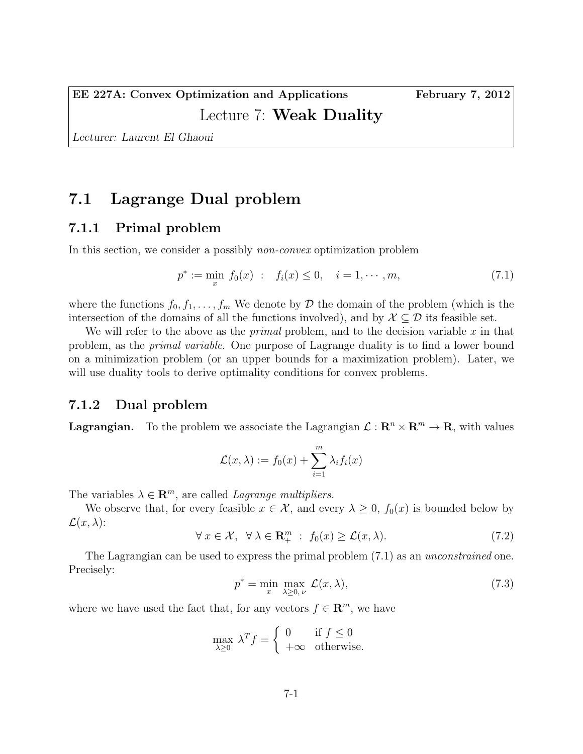**EE 227A: Convex Optimization and Applications** **February 7, 2012**

# Lecture 7: **Weak Duality**

*Lecturer: Laurent El Ghaoui*

## 7.1 Lagrange Dual problem

### 7.1.1 Primal problem

In this section, we consider a possibly *non-convex* optimization problem

$$p^* := \min_x \ f_0(x) \ : \ \ f_i(x) \leq 0, \quad i = 1, \cdots, m, \tag{7.1}$$

where the functions $f_0, f_1, \ldots, f_m$ We denote by $\mathcal{D}$ the domain of the problem (which is the intersection of the domains of all the functions involved), and by $\mathcal{X} \subseteq \mathcal{D}$ its feasible set.

We will refer to the above as the *primal* problem, and to the decision variable $x$ in that problem, as the *primal variable*. One purpose of Lagrange duality is to find a lower bound on a minimization problem (or an upper bounds for a maximization problem). Later, we will use duality tools to derive optimality conditions for convex problems.

### 7.1.2 Dual problem

**Lagrangian.** To the problem we associate the Lagrangian $\mathcal{L} : \mathbf{R}^n \times \mathbf{R}^m \to \mathbf{R}$, with values

$$\mathcal{L}(x, \lambda) := f_0(x) + \sum_{i=1}^m \lambda_i f_i(x)$$

The variables $\lambda \in \mathbf{R}^m$, are called *Lagrange multipliers.*

We observe that, for every feasible $x \in \mathcal{X}$, and every $\lambda \geq 0$, $f_0(x)$ is bounded below by $\mathcal{L}(x, \lambda)$:

$$\forall \, x \in \mathcal{X}, \ \ \forall \, \lambda \in \mathbf{R}_+^m \ : \ f_0(x) \geq \mathcal{L}(x, \lambda). \tag{7.2}$$

The Lagrangian can be used to express the primal problem (7.1) as an *unconstrained* one. Precisely:

$$p^* = \min_x \ \max_{\lambda \geq 0, \, \nu} \ \mathcal{L}(x, \lambda), \tag{7.3}$$

where we have used the fact that, for any vectors $f \in \mathbf{R}^m$, we have

$$\max_{\lambda \geq 0} \ \lambda^T f = \begin{cases} 0 & \text{if } f \leq 0 \\ +\infty & \text{otherwise.} \end{cases}$$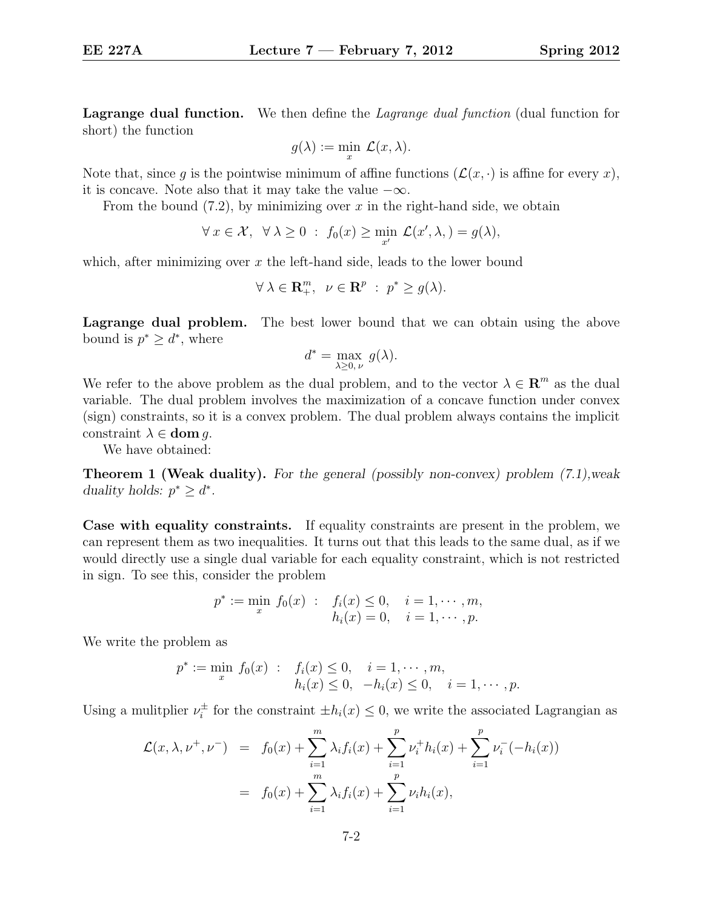**Lagrange dual function.** We then define the *Lagrange dual function* (dual function for short) the function

$$g(\lambda) := \min_{x} \ \mathcal{L}(x, \lambda).$$

Note that, since $g$ is the pointwise minimum of affine functions ($\mathcal{L}(x, \cdot)$ is affine for every $x$), it is concave. Note also that it may take the value $-\infty$.

From the bound (7.2), by minimizing over $x$ in the right-hand side, we obtain

$$\forall \ x \in \mathcal{X}, \ \ \forall \ \lambda \geq 0 \ : \ f_0(x) \geq \min_{x'} \ \mathcal{L}(x', \lambda, ) = g(\lambda),$$

which, after minimizing over $x$ the left-hand side, leads to the lower bound

$$\forall \ \lambda \in \mathbf{R}^m_+, \ \ \nu \in \mathbf{R}^p \ : \ p^* \geq g(\lambda).$$

**Lagrange dual problem.** The best lower bound that we can obtain using the above bound is $p^* \geq d^*$, where

$$d^* = \max_{\lambda \geq 0, \, \nu} \ g(\lambda).$$

We refer to the above problem as the dual problem, and to the vector $\lambda \in \mathbf{R}^m$ as the dual variable. The dual problem involves the maximization of a concave function under convex (sign) constraints, so it is a convex problem. The dual problem always contains the implicit constraint $\lambda \in \mathbf{dom}\, g$.

We have obtained:

**Theorem 1 (Weak duality).** *For the general (possibly non-convex) problem (7.1),weak duality holds: $p^* \geq d^*$.*

**Case with equality constraints.** If equality constraints are present in the problem, we can represent them as two inequalities. It turns out that this leads to the same dual, as if we would directly use a single dual variable for each equality constraint, which is not restricted in sign. To see this, consider the problem

$$p^* := \min_{x} \ f_0(x) \ : \ \begin{array}{ll} f_i(x) \leq 0, & i = 1, \cdots, m, \\ h_i(x) = 0, & i = 1, \cdots, p. \end{array}$$

We write the problem as

$$p^* := \min_{x} \ f_0(x) \ : \ \begin{array}{ll} f_i(x) \leq 0, \quad i = 1, \cdots, m, & \\ h_i(x) \leq 0, \ \ -h_i(x) \leq 0, & i = 1, \cdots, p. \end{array}$$

Using a mulitplier $\nu_i^{\pm}$ for the constraint $\pm h_i(x) \leq 0$, we write the associated Lagrangian as

$$\begin{aligned} \mathcal{L}(x, \lambda, \nu^+, \nu^-) &= f_0(x) + \sum_{i=1}^{m} \lambda_i f_i(x) + \sum_{i=1}^{p} \nu_i^+ h_i(x) + \sum_{i=1}^{p} \nu_i^- (-h_i(x)) \\ &= f_0(x) + \sum_{i=1}^{m} \lambda_i f_i(x) + \sum_{i=1}^{p} \nu_i h_i(x), \end{aligned}$$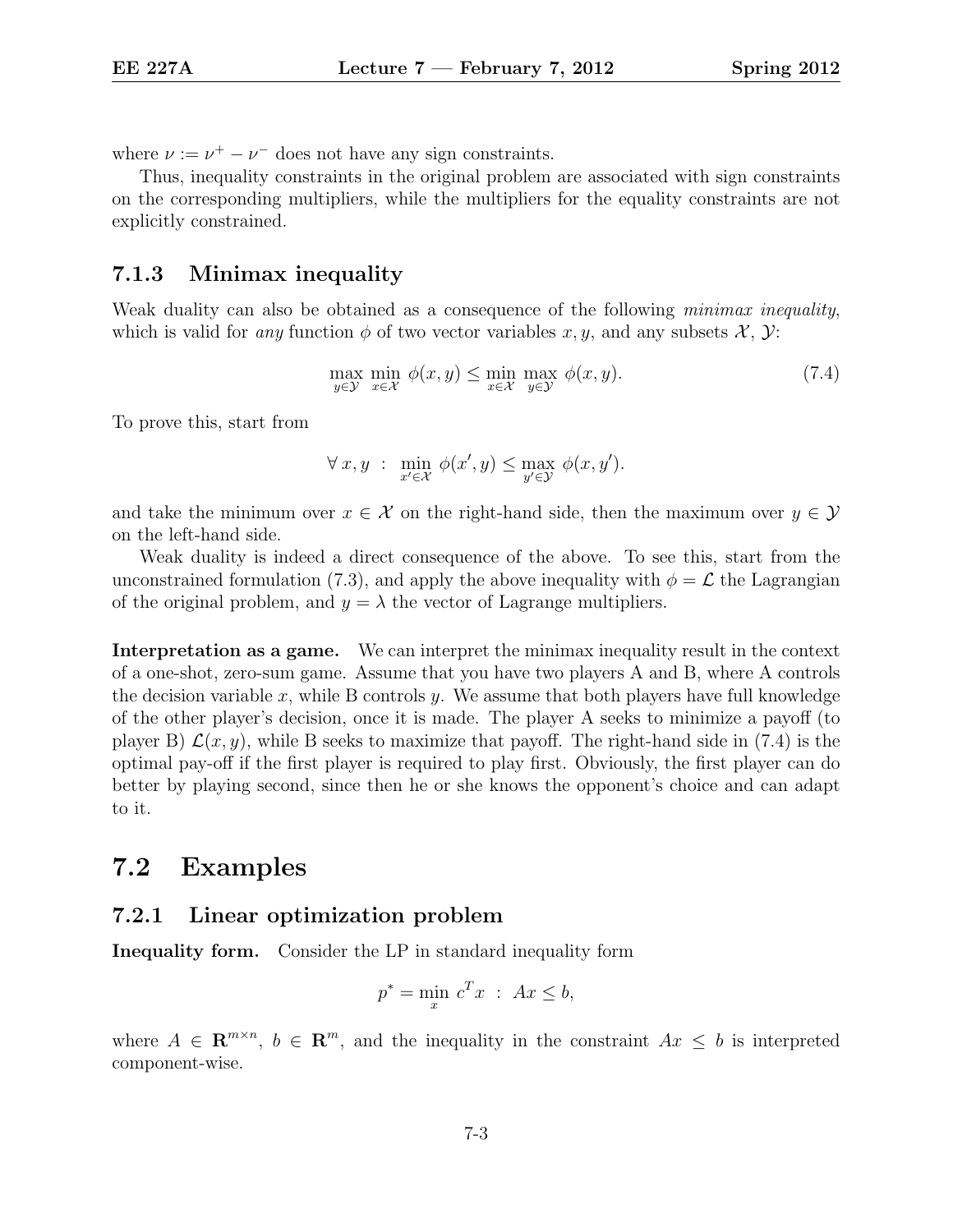where $\nu := \nu^+ - \nu^-$ does not have any sign constraints.

Thus, inequality constraints in the original problem are associated with sign constraints on the corresponding multipliers, while the multipliers for the equality constraints are not explicitly constrained.

### 7.1.3 Minimax inequality

Weak duality can also be obtained as a consequence of the following *minimax inequality*, which is valid for *any* function $\phi$ of two vector variables $x, y$, and any subsets $\mathcal{X}$, $\mathcal{Y}$:

$$\max_{y \in \mathcal{Y}} \min_{x \in \mathcal{X}} \phi(x, y) \leq \min_{x \in \mathcal{X}} \max_{y \in \mathcal{Y}} \phi(x, y). \tag{7.4}$$

To prove this, start from

$$\forall \, x, y \; : \; \min_{x' \in \mathcal{X}} \phi(x', y) \leq \max_{y' \in \mathcal{Y}} \phi(x, y').$$

and take the minimum over $x \in \mathcal{X}$ on the right-hand side, then the maximum over $y \in \mathcal{Y}$ on the left-hand side.

Weak duality is indeed a direct consequence of the above. To see this, start from the unconstrained formulation (7.3), and apply the above inequality with $\phi = \mathcal{L}$ the Lagrangian of the original problem, and $y = \lambda$ the vector of Lagrange multipliers.

**Interpretation as a game.** We can interpret the minimax inequality result in the context of a one-shot, zero-sum game. Assume that you have two players A and B, where A controls the decision variable $x$, while B controls $y$. We assume that both players have full knowledge of the other player's decision, once it is made. The player A seeks to minimize a payoff (to player B) $\mathcal{L}(x, y)$, while B seeks to maximize that payoff. The right-hand side in (7.4) is the optimal pay-off if the first player is required to play first. Obviously, the first player can do better by playing second, since then he or she knows the opponent's choice and can adapt to it.

## 7.2 Examples

### 7.2.1 Linear optimization problem

**Inequality form.** Consider the LP in standard inequality form

$$p^* = \min_x \; c^T x \; : \; Ax \leq b,$$

where $A \in \mathbf{R}^{m \times n}$, $b \in \mathbf{R}^m$, and the inequality in the constraint $Ax \leq b$ is interpreted component-wise.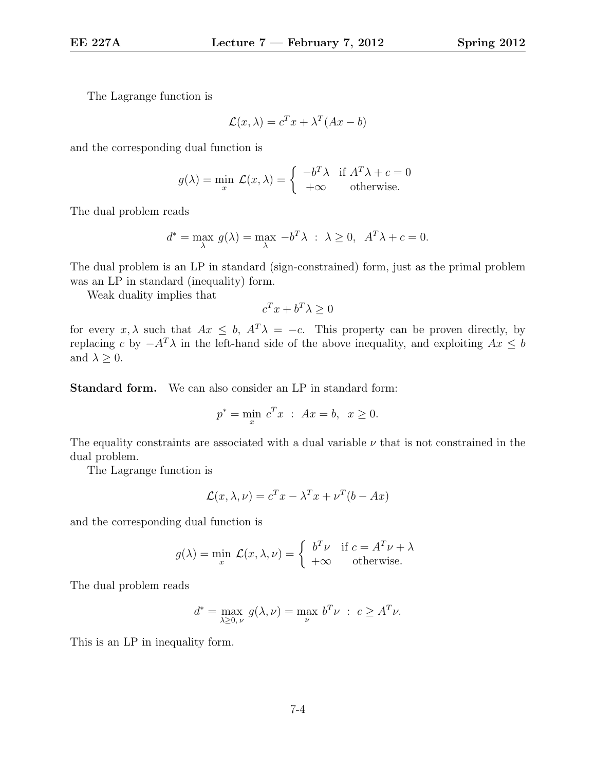The Lagrange function is

$$\mathcal{L}(x, \lambda) = c^T x + \lambda^T (Ax - b)$$

and the corresponding dual function is

$$g(\lambda) = \min_x \mathcal{L}(x, \lambda) = \begin{cases} -b^T \lambda & \text{if } A^T \lambda + c = 0 \\ +\infty & \text{otherwise.} \end{cases}$$

The dual problem reads

$$d^* = \max_\lambda g(\lambda) = \max_\lambda -b^T \lambda \ : \ \lambda \geq 0, \ \ A^T \lambda + c = 0.$$

The dual problem is an LP in standard (sign-constrained) form, just as the primal problem was an LP in standard (inequality) form.

Weak duality implies that

$$c^T x + b^T \lambda \geq 0$$

for every $x, \lambda$ such that $Ax \leq b$, $A^T \lambda = -c$. This property can be proven directly, by replacing $c$ by $-A^T \lambda$ in the left-hand side of the above inequality, and exploiting $Ax \leq b$ and $\lambda \geq 0$.

**Standard form.** We can also consider an LP in standard form:

$$p^* = \min_x c^T x \ : \ Ax = b, \ \ x \geq 0.$$

The equality constraints are associated with a dual variable $\nu$ that is not constrained in the dual problem.

The Lagrange function is

$$\mathcal{L}(x, \lambda, \nu) = c^T x - \lambda^T x + \nu^T (b - Ax)$$

and the corresponding dual function is

$$g(\lambda) = \min_x \mathcal{L}(x, \lambda, \nu) = \begin{cases} b^T \nu & \text{if } c = A^T \nu + \lambda \\ +\infty & \text{otherwise.} \end{cases}$$

The dual problem reads

$$d^* = \max_{\lambda \geq 0, \, \nu} g(\lambda, \nu) = \max_\nu b^T \nu \ : \ c \geq A^T \nu.$$

This is an LP in inequality form.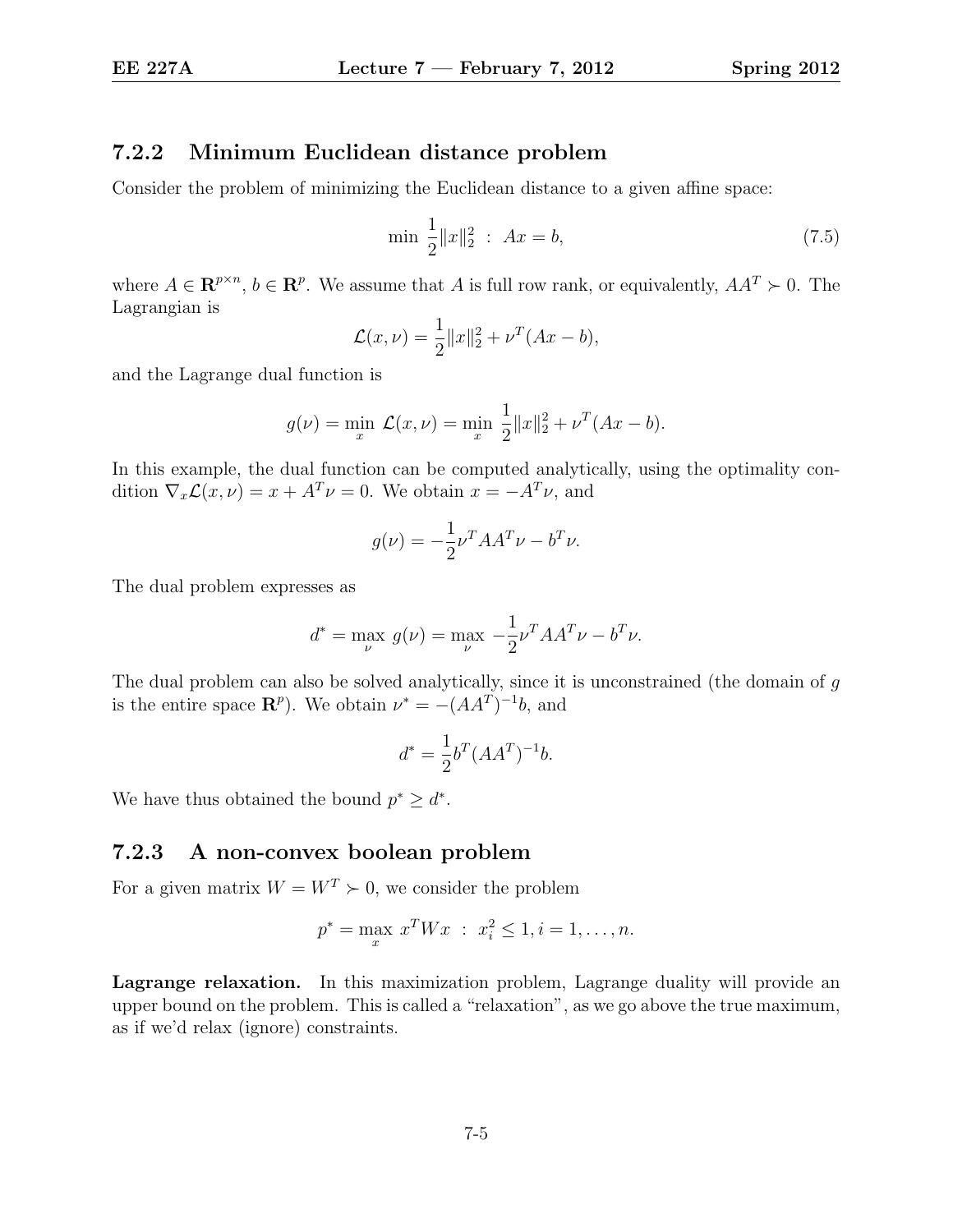### 7.2.2 Minimum Euclidean distance problem

Consider the problem of minimizing the Euclidean distance to a given affine space:

$$\min \ \frac{1}{2}\|x\|_2^2 \ : \ Ax = b, \tag{7.5}$$

where $A \in \mathbf{R}^{p \times n}$, $b \in \mathbf{R}^p$. We assume that $A$ is full row rank, or equivalently, $AA^T \succ 0$. The Lagrangian is

$$\mathcal{L}(x, \nu) = \frac{1}{2}\|x\|_2^2 + \nu^T(Ax - b),$$

and the Lagrange dual function is

$$g(\nu) = \min_x \ \mathcal{L}(x, \nu) = \min_x \ \frac{1}{2}\|x\|_2^2 + \nu^T(Ax - b).$$

In this example, the dual function can be computed analytically, using the optimality condition $\nabla_x \mathcal{L}(x, \nu) = x + A^T\nu = 0$. We obtain $x = -A^T\nu$, and

$$g(\nu) = -\frac{1}{2}\nu^T AA^T \nu - b^T\nu.$$

The dual problem expresses as

$$d^* = \max_\nu \ g(\nu) = \max_\nu \ -\frac{1}{2}\nu^T AA^T \nu - b^T\nu.$$

The dual problem can also be solved analytically, since it is unconstrained (the domain of $g$ is the entire space $\mathbf{R}^p$). We obtain $\nu^* = -(AA^T)^{-1}b$, and

$$d^* = \frac{1}{2}b^T(AA^T)^{-1}b.$$

We have thus obtained the bound $p^* \geq d^*$.

### 7.2.3 A non-convex boolean problem

For a given matrix $W = W^T \succ 0$, we consider the problem

$$p^* = \max_x \ x^T W x \ : \ x_i^2 \leq 1, i = 1, \ldots, n.$$

**Lagrange relaxation.** In this maximization problem, Lagrange duality will provide an upper bound on the problem. This is called a "relaxation", as we go above the true maximum, as if we'd relax (ignore) constraints.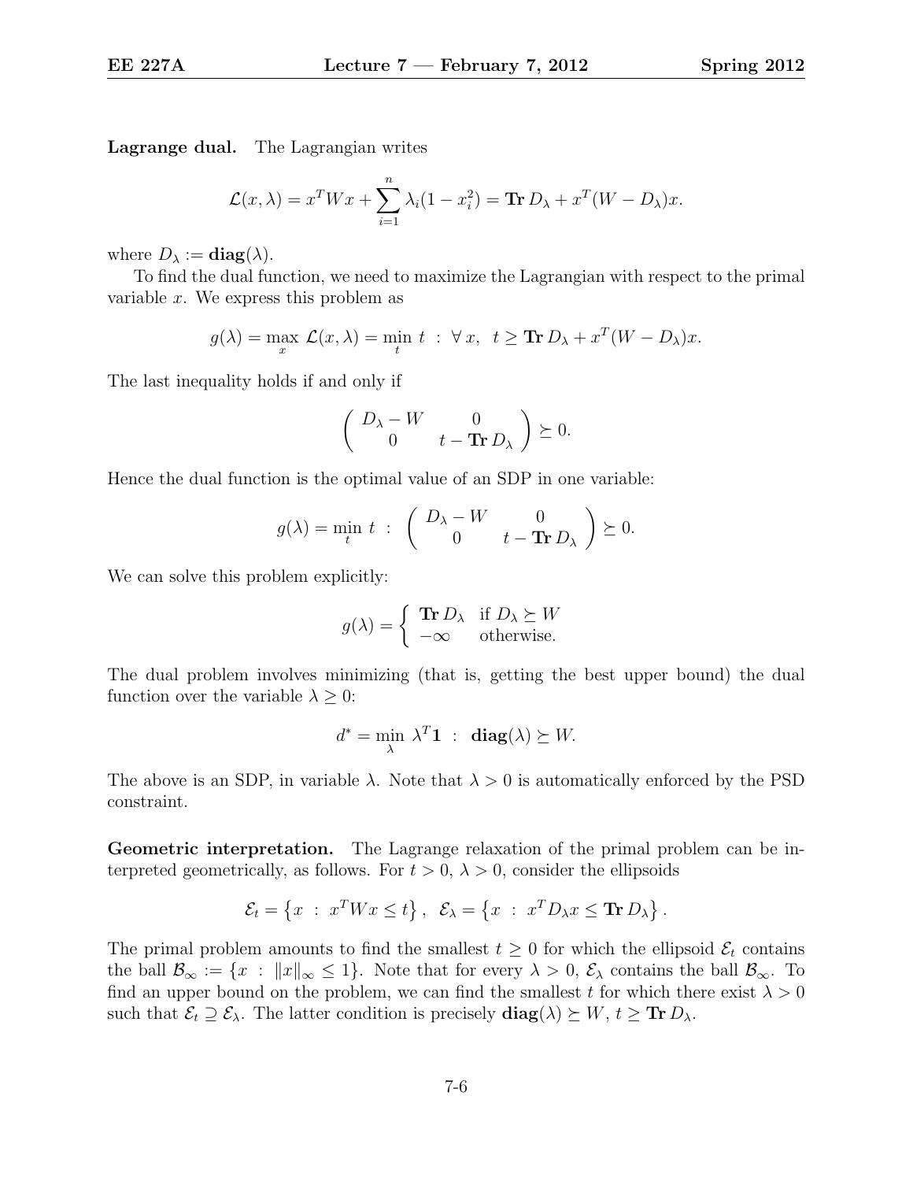**Lagrange dual.** The Lagrangian writes

$$\mathcal{L}(x, \lambda) = x^T W x + \sum_{i=1}^{n} \lambda_i (1 - x_i^2) = \mathbf{Tr}\, D_\lambda + x^T (W - D_\lambda) x.$$

where $D_\lambda := \mathbf{diag}(\lambda)$.

To find the dual function, we need to maximize the Lagrangian with respect to the primal variable $x$. We express this problem as

$$g(\lambda) = \max_x \mathcal{L}(x, \lambda) = \min_t \ t \ : \ \forall\, x, \ \ t \geq \mathbf{Tr}\, D_\lambda + x^T (W - D_\lambda) x.$$

The last inequality holds if and only if

$$\begin{pmatrix} D_\lambda - W & 0 \\ 0 & t - \mathbf{Tr}\, D_\lambda \end{pmatrix} \succeq 0.$$

Hence the dual function is the optimal value of an SDP in one variable:

$$g(\lambda) = \min_t \ t \ : \ \begin{pmatrix} D_\lambda - W & 0 \\ 0 & t - \mathbf{Tr}\, D_\lambda \end{pmatrix} \succeq 0.$$

We can solve this problem explicitly:

$$g(\lambda) = \begin{cases} \mathbf{Tr}\, D_\lambda & \text{if } D_\lambda \succeq W \\ -\infty & \text{otherwise.} \end{cases}$$

The dual problem involves minimizing (that is, getting the best upper bound) the dual function over the variable $\lambda \geq 0$:

$$d^* = \min_\lambda \ \lambda^T \mathbf{1} \ : \ \mathbf{diag}(\lambda) \succeq W.$$

The above is an SDP, in variable $\lambda$. Note that $\lambda > 0$ is automatically enforced by the PSD constraint.

**Geometric interpretation.** The Lagrange relaxation of the primal problem can be interpreted geometrically, as follows. For $t > 0$, $\lambda > 0$, consider the ellipsoids

$$\mathcal{E}_t = \left\{ x \ : \ x^T W x \leq t \right\}, \ \ \mathcal{E}_\lambda = \left\{ x \ : \ x^T D_\lambda x \leq \mathbf{Tr}\, D_\lambda \right\}.$$

The primal problem amounts to find the smallest $t \geq 0$ for which the ellipsoid $\mathcal{E}_t$ contains the ball $\mathcal{B}_\infty := \{x \ : \ \|x\|_\infty \leq 1\}$. Note that for every $\lambda > 0$, $\mathcal{E}_\lambda$ contains the ball $\mathcal{B}_\infty$. To find an upper bound on the problem, we can find the smallest $t$ for which there exist $\lambda > 0$ such that $\mathcal{E}_t \supseteq \mathcal{E}_\lambda$. The latter condition is precisely $\mathbf{diag}(\lambda) \succeq W$, $t \geq \mathbf{Tr}\, D_\lambda$.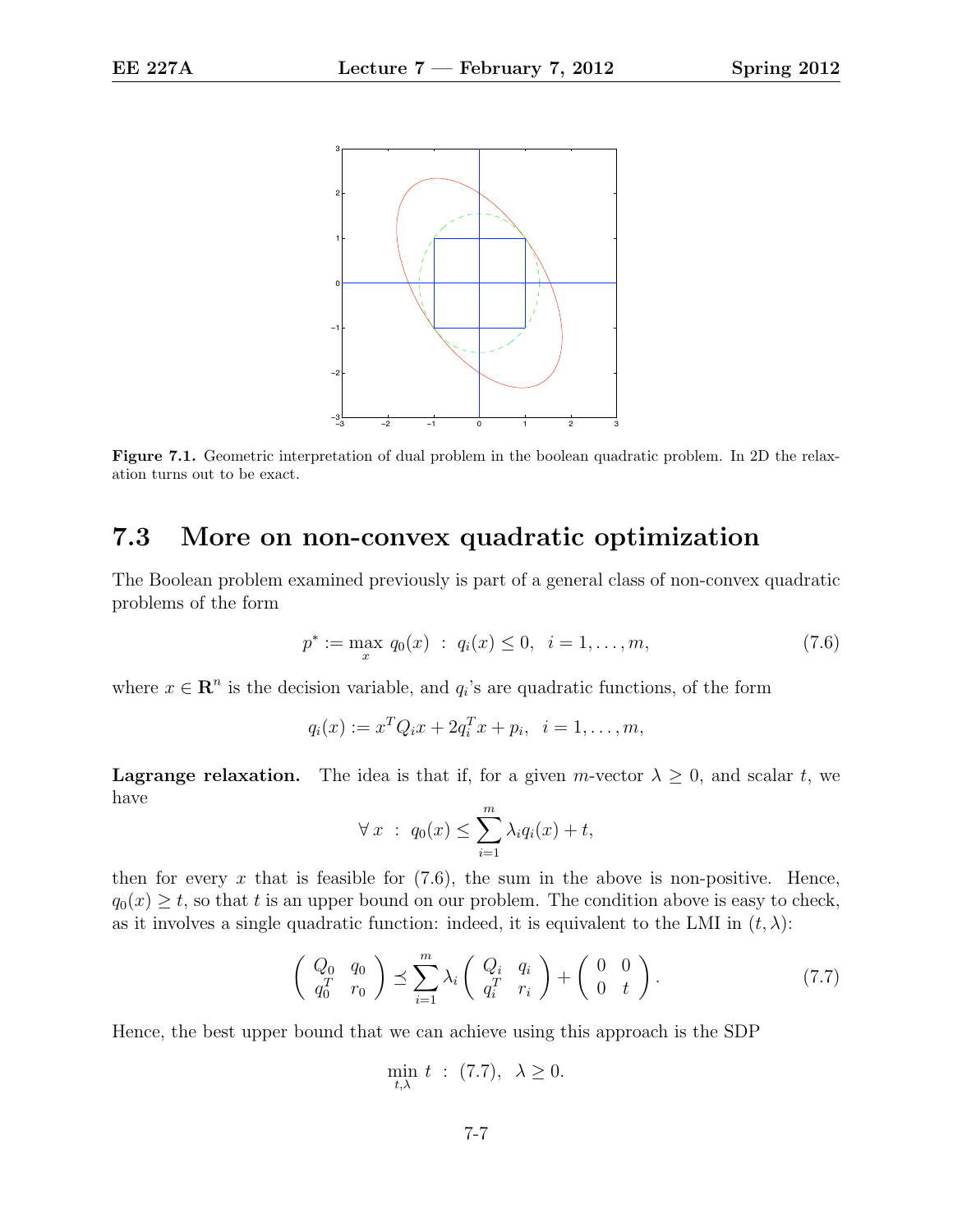**Figure 7.1.** Geometric interpretation of dual problem in the boolean quadratic problem. In 2D the relaxation turns out to be exact.

## 7.3 More on non-convex quadratic optimization

The Boolean problem examined previously is part of a general class of non-convex quadratic problems of the form

$$p^* := \max_x \; q_0(x) \;:\; q_i(x) \leq 0, \;\; i = 1, \ldots, m, \tag{7.6}$$

where $x \in \mathbf{R}^n$ is the decision variable, and $q_i$'s are quadratic functions, of the form

$$q_i(x) := x^T Q_i x + 2 q_i^T x + p_i, \;\; i = 1, \ldots, m,$$

**Lagrange relaxation.** The idea is that if, for a given $m$-vector $\lambda \geq 0$, and scalar $t$, we have

$$\forall \, x \;:\; q_0(x) \leq \sum_{i=1}^{m} \lambda_i q_i(x) + t,$$

then for every $x$ that is feasible for (7.6), the sum in the above is non-positive. Hence, $q_0(x) \geq t$, so that $t$ is an upper bound on our problem. The condition above is easy to check, as it involves a single quadratic function: indeed, it is equivalent to the LMI in $(t, \lambda)$:

$$\begin{pmatrix} Q_0 & q_0 \\ q_0^T & r_0 \end{pmatrix} \preceq \sum_{i=1}^{m} \lambda_i \begin{pmatrix} Q_i & q_i \\ q_i^T & r_i \end{pmatrix} + \begin{pmatrix} 0 & 0 \\ 0 & t \end{pmatrix}. \tag{7.7}$$

Hence, the best upper bound that we can achieve using this approach is the SDP

$$\min_{t, \lambda} \; t \;:\; (7.7), \;\; \lambda \geq 0.$$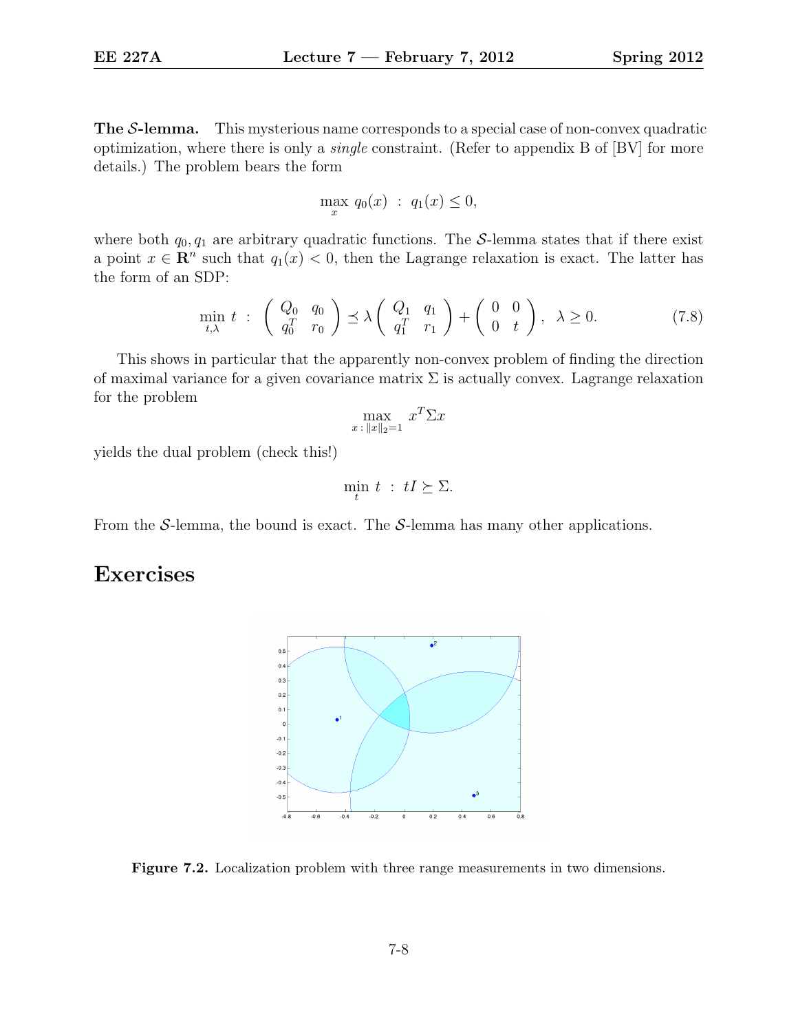**The $\mathcal{S}$-lemma.** This mysterious name corresponds to a special case of non-convex quadratic optimization, where there is only a *single* constraint. (Refer to appendix B of [BV] for more details.) The problem bears the form

$$\max_x \; q_0(x) \; : \; q_1(x) \leq 0,$$

where both $q_0, q_1$ are arbitrary quadratic functions. The $\mathcal{S}$-lemma states that if there exist a point $x \in \mathbf{R}^n$ such that $q_1(x) < 0$, then the Lagrange relaxation is exact. The latter has the form of an SDP:

$$\min_{t,\lambda} \; t \; : \; \begin{pmatrix} Q_0 & q_0 \\ q_0^T & r_0 \end{pmatrix} \preceq \lambda \begin{pmatrix} Q_1 & q_1 \\ q_1^T & r_1 \end{pmatrix} + \begin{pmatrix} 0 & 0 \\ 0 & t \end{pmatrix}, \;\; \lambda \geq 0. \tag{7.8}$$

This shows in particular that the apparently non-convex problem of finding the direction of maximal variance for a given covariance matrix $\Sigma$ is actually convex. Lagrange relaxation for the problem

$$\max_{x \,:\, \|x\|_2 = 1} \; x^T \Sigma x$$

yields the dual problem (check this!)

$$\min_t \; t \; : \; tI \succeq \Sigma.$$

From the $\mathcal{S}$-lemma, the bound is exact. The $\mathcal{S}$-lemma has many other applications.

# Exercises

**Figure 7.2.** Localization problem with three range measurements in two dimensions.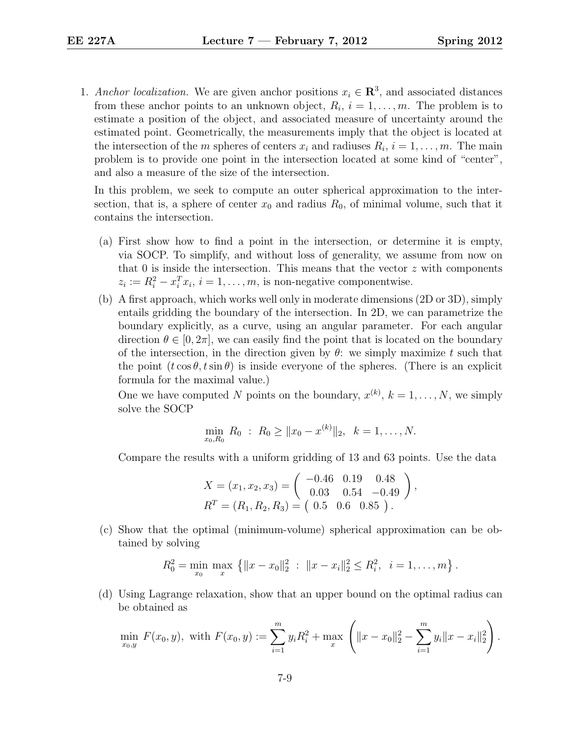1. *Anchor localization.* We are given anchor positions $x_i \in \mathbf{R}^3$, and associated distances from these anchor points to an unknown object, $R_i$, $i = 1, \ldots, m$. The problem is to estimate a position of the object, and associated measure of uncertainty around the estimated point. Geometrically, the measurements imply that the object is located at the intersection of the $m$ spheres of centers $x_i$ and radiuses $R_i$, $i = 1, \ldots, m$. The main problem is to provide one point in the intersection located at some kind of "center", and also a measure of the size of the intersection.

   In this problem, we seek to compute an outer spherical approximation to the intersection, that is, a sphere of center $x_0$ and radius $R_0$, of minimal volume, such that it contains the intersection.

   (a) First show how to find a point in the intersection, or determine it is empty, via SOCP. To simplify, and without loss of generality, we assume from now on that 0 is inside the intersection. This means that the vector $z$ with components $z_i := R_i^2 - x_i^T x_i$, $i = 1, \ldots, m$, is non-negative componentwise.

   (b) A first approach, which works well only in moderate dimensions (2D or 3D), simply entails gridding the boundary of the intersection. In 2D, we can parametrize the boundary explicitly, as a curve, using an angular parameter. For each angular direction $\theta \in [0, 2\pi]$, we can easily find the point that is located on the boundary of the intersection, in the direction given by $\theta$: we simply maximize $t$ such that the point $(t \cos\theta, t \sin\theta)$ is inside everyone of the spheres. (There is an explicit formula for the maximal value.)

   One we have computed $N$ points on the boundary, $x^{(k)}$, $k = 1, \ldots, N$, we simply solve the SOCP

   $$\min_{x_0, R_0} \; R_0 \;:\; R_0 \geq \|x_0 - x^{(k)}\|_2, \;\; k = 1, \ldots, N.$$

   Compare the results with a uniform gridding of 13 and 63 points. Use the data

   $$X = (x_1, x_2, x_3) = \begin{pmatrix} -0.46 & 0.19 & 0.48 \\ 0.03 & 0.54 & -0.49 \end{pmatrix},$$
   $$R^T = (R_1, R_2, R_3) = \begin{pmatrix} 0.5 & 0.6 & 0.85 \end{pmatrix}.$$

   (c) Show that the optimal (minimum-volume) spherical approximation can be obtained by solving

   $$R_0^2 = \min_{x_0} \max_{x} \left\{ \|x - x_0\|_2^2 \;:\; \|x - x_i\|_2^2 \leq R_i^2, \;\; i = 1, \ldots, m \right\}.$$

   (d) Using Lagrange relaxation, show that an upper bound on the optimal radius can be obtained as

   $$\min_{x_0, y} F(x_0, y), \text{ with } F(x_0, y) := \sum_{i=1}^m y_i R_i^2 + \max_x \left( \|x - x_0\|_2^2 - \sum_{i=1}^m y_i \|x - x_i\|_2^2 \right).$$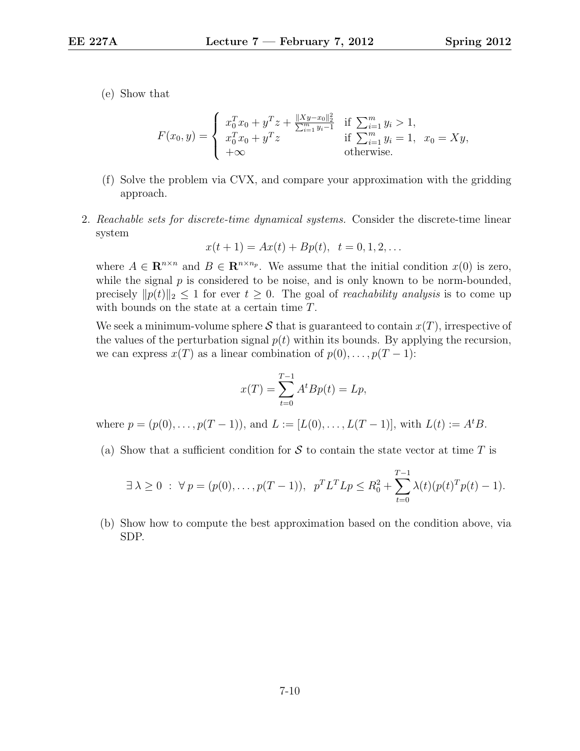(e) Show that

$$F(x_0, y) = \begin{cases} x_0^T x_0 + y^T z + \frac{\|Xy - x_0\|_2^2}{\sum_{i=1}^m y_i - 1} & \text{if } \sum_{i=1}^m y_i > 1, \\ x_0^T x_0 + y^T z & \text{if } \sum_{i=1}^m y_i = 1, \;\; x_0 = Xy, \\ +\infty & \text{otherwise.} \end{cases}$$

(f) Solve the problem via CVX, and compare your approximation with the gridding approach.

2. *Reachable sets for discrete-time dynamical systems.* Consider the discrete-time linear system

$$x(t+1) = Ax(t) + Bp(t), \;\; t = 0, 1, 2, \ldots$$

where $A \in \mathbf{R}^{n \times n}$ and $B \in \mathbf{R}^{n \times n_p}$. We assume that the initial condition $x(0)$ is zero, while the signal $p$ is considered to be noise, and is only known to be norm-bounded, precisely $\|p(t)\|_2 \leq 1$ for ever $t \geq 0$. The goal of *reachability analysis* is to come up with bounds on the state at a certain time $T$.

We seek a minimum-volume sphere $\mathcal{S}$ that is guaranteed to contain $x(T)$, irrespective of the values of the perturbation signal $p(t)$ within its bounds. By applying the recursion, we can express $x(T)$ as a linear combination of $p(0), \ldots, p(T-1)$:

$$x(T) = \sum_{t=0}^{T-1} A^t Bp(t) = Lp,$$

where $p = (p(0), \ldots, p(T-1))$, and $L := [L(0), \ldots, L(T-1)]$, with $L(t) := A^t B$.

(a) Show that a sufficient condition for $\mathcal{S}$ to contain the state vector at time $T$ is

$$\exists \, \lambda \geq 0 \;:\; \forall \, p = (p(0), \ldots, p(T-1)), \;\; p^T L^T L p \leq R_0^2 + \sum_{t=0}^{T-1} \lambda(t)(p(t)^T p(t) - 1).$$

(b) Show how to compute the best approximation based on the condition above, via SDP.